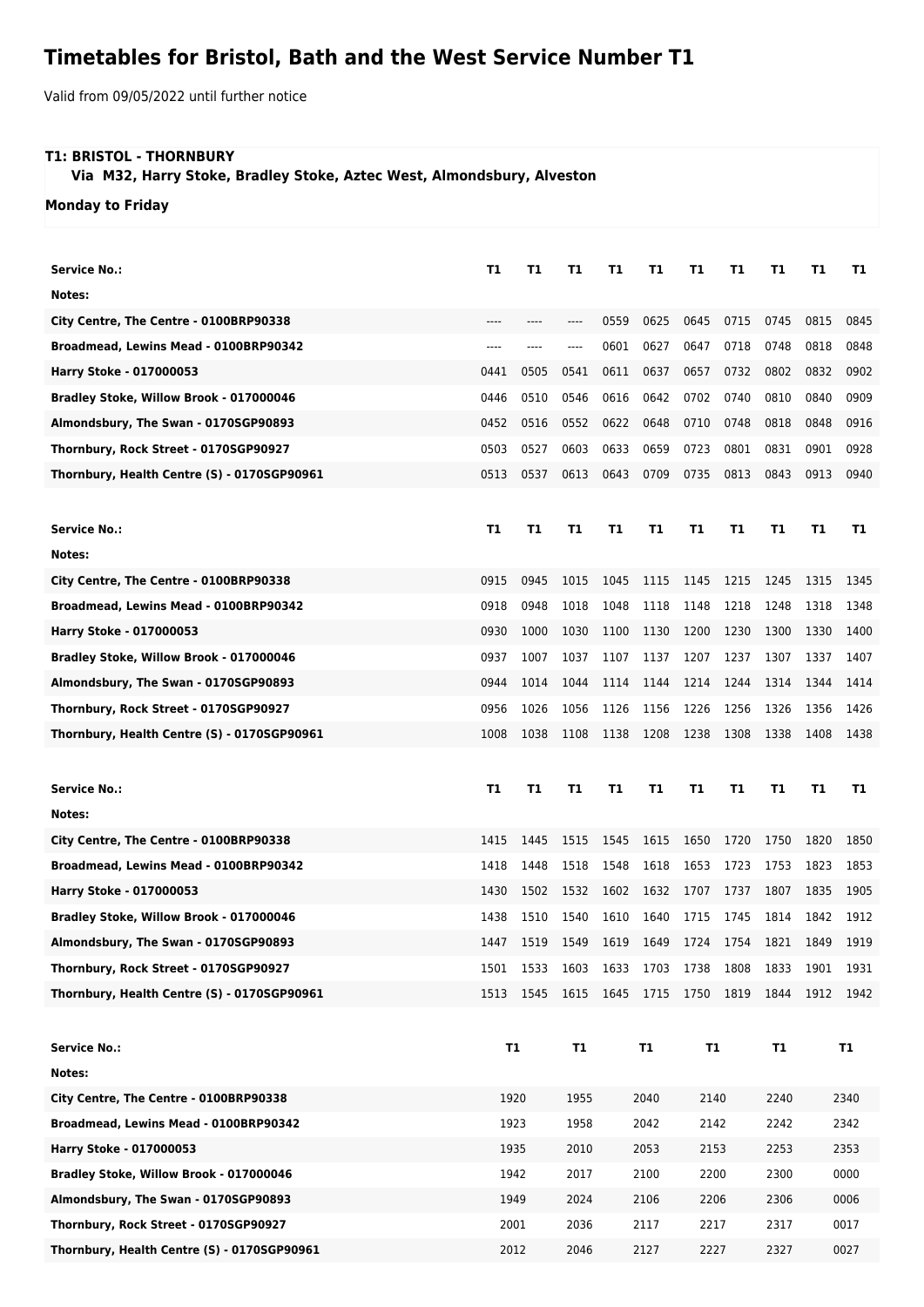# Timetables for Bristol, Bath and the West Service Number T1

Valid from 09/05/2022 until further notice

**T1: BRISTOL - THORNBURY**

**Via M32, Harry Stoke, Bradley Stoke, Aztec West, Almondsbury, Alveston**

**Monday to Friday**

| Service No.: | T1 | T1 | T1 | T1 | T1 | T1 | T1 | T1 | T1 | T1 |
|---|---|---|---|---|---|---|---|---|---|---|
| Notes: | | | | | | | | | | |
| City Centre, The Centre - 0100BRP90338 | ---- | ---- | ---- | 0559 | 0625 | 0645 | 0715 | 0745 | 0815 | 0845 |
| Broadmead, Lewins Mead - 0100BRP90342 | ---- | ---- | ---- | 0601 | 0627 | 0647 | 0718 | 0748 | 0818 | 0848 |
| Harry Stoke - 017000053 | 0441 | 0505 | 0541 | 0611 | 0637 | 0657 | 0732 | 0802 | 0832 | 0902 |
| Bradley Stoke, Willow Brook - 017000046 | 0446 | 0510 | 0546 | 0616 | 0642 | 0702 | 0740 | 0810 | 0840 | 0909 |
| Almondsbury, The Swan - 0170SGP90893 | 0452 | 0516 | 0552 | 0622 | 0648 | 0710 | 0748 | 0818 | 0848 | 0916 |
| Thornbury, Rock Street - 0170SGP90927 | 0503 | 0527 | 0603 | 0633 | 0659 | 0723 | 0801 | 0831 | 0901 | 0928 |
| Thornbury, Health Centre (S) - 0170SGP90961 | 0513 | 0537 | 0613 | 0643 | 0709 | 0735 | 0813 | 0843 | 0913 | 0940 |

| Service No.: | T1 | T1 | T1 | T1 | T1 | T1 | T1 | T1 | T1 | T1 |
|---|---|---|---|---|---|---|---|---|---|---|
| Notes: | | | | | | | | | | |
| City Centre, The Centre - 0100BRP90338 | 0915 | 0945 | 1015 | 1045 | 1115 | 1145 | 1215 | 1245 | 1315 | 1345 |
| Broadmead, Lewins Mead - 0100BRP90342 | 0918 | 0948 | 1018 | 1048 | 1118 | 1148 | 1218 | 1248 | 1318 | 1348 |
| Harry Stoke - 017000053 | 0930 | 1000 | 1030 | 1100 | 1130 | 1200 | 1230 | 1300 | 1330 | 1400 |
| Bradley Stoke, Willow Brook - 017000046 | 0937 | 1007 | 1037 | 1107 | 1137 | 1207 | 1237 | 1307 | 1337 | 1407 |
| Almondsbury, The Swan - 0170SGP90893 | 0944 | 1014 | 1044 | 1114 | 1144 | 1214 | 1244 | 1314 | 1344 | 1414 |
| Thornbury, Rock Street - 0170SGP90927 | 0956 | 1026 | 1056 | 1126 | 1156 | 1226 | 1256 | 1326 | 1356 | 1426 |
| Thornbury, Health Centre (S) - 0170SGP90961 | 1008 | 1038 | 1108 | 1138 | 1208 | 1238 | 1308 | 1338 | 1408 | 1438 |

| Service No.: | T1 | T1 | T1 | T1 | T1 | T1 | T1 | T1 | T1 | T1 |
|---|---|---|---|---|---|---|---|---|---|---|
| Notes: | | | | | | | | | | |
| City Centre, The Centre - 0100BRP90338 | 1415 | 1445 | 1515 | 1545 | 1615 | 1650 | 1720 | 1750 | 1820 | 1850 |
| Broadmead, Lewins Mead - 0100BRP90342 | 1418 | 1448 | 1518 | 1548 | 1618 | 1653 | 1723 | 1753 | 1823 | 1853 |
| Harry Stoke - 017000053 | 1430 | 1502 | 1532 | 1602 | 1632 | 1707 | 1737 | 1807 | 1835 | 1905 |
| Bradley Stoke, Willow Brook - 017000046 | 1438 | 1510 | 1540 | 1610 | 1640 | 1715 | 1745 | 1814 | 1842 | 1912 |
| Almondsbury, The Swan - 0170SGP90893 | 1447 | 1519 | 1549 | 1619 | 1649 | 1724 | 1754 | 1821 | 1849 | 1919 |
| Thornbury, Rock Street - 0170SGP90927 | 1501 | 1533 | 1603 | 1633 | 1703 | 1738 | 1808 | 1833 | 1901 | 1931 |
| Thornbury, Health Centre (S) - 0170SGP90961 | 1513 | 1545 | 1615 | 1645 | 1715 | 1750 | 1819 | 1844 | 1912 | 1942 |

| Service No.: | T1 | T1 | T1 | T1 | T1 | T1 |
|---|---|---|---|---|---|---|
| Notes: | | | | | | |
| City Centre, The Centre - 0100BRP90338 | 1920 | 1955 | 2040 | 2140 | 2240 | 2340 |
| Broadmead, Lewins Mead - 0100BRP90342 | 1923 | 1958 | 2042 | 2142 | 2242 | 2342 |
| Harry Stoke - 017000053 | 1935 | 2010 | 2053 | 2153 | 2253 | 2353 |
| Bradley Stoke, Willow Brook - 017000046 | 1942 | 2017 | 2100 | 2200 | 2300 | 0000 |
| Almondsbury, The Swan - 0170SGP90893 | 1949 | 2024 | 2106 | 2206 | 2306 | 0006 |
| Thornbury, Rock Street - 0170SGP90927 | 2001 | 2036 | 2117 | 2217 | 2317 | 0017 |
| Thornbury, Health Centre (S) - 0170SGP90961 | 2012 | 2046 | 2127 | 2227 | 2327 | 0027 |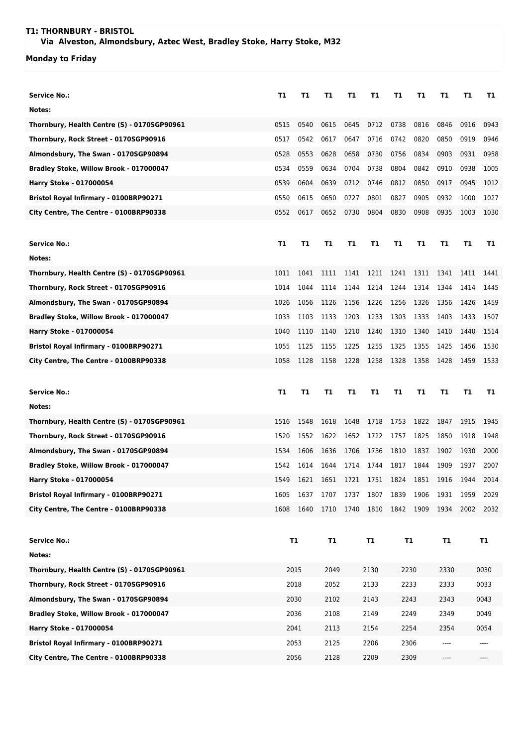## T1: THORNBURY - BRISTOL

### Via Alveston, Almondsbury, Aztec West, Bradley Stoke, Harry Stoke, M32

**Monday to Friday**

| Service No.: | T1 | T1 | T1 | T1 | T1 | T1 | T1 | T1 | T1 | T1 |
|---|---|---|---|---|---|---|---|---|---|---|
| Notes: | | | | | | | | | | |
| Thornbury, Health Centre (S) - 0170SGP90961 | 0515 | 0540 | 0615 | 0645 | 0712 | 0738 | 0816 | 0846 | 0916 | 0943 |
| Thornbury, Rock Street - 0170SGP90916 | 0517 | 0542 | 0617 | 0647 | 0716 | 0742 | 0820 | 0850 | 0919 | 0946 |
| Almondsbury, The Swan - 0170SGP90894 | 0528 | 0553 | 0628 | 0658 | 0730 | 0756 | 0834 | 0903 | 0931 | 0958 |
| Bradley Stoke, Willow Brook - 017000047 | 0534 | 0559 | 0634 | 0704 | 0738 | 0804 | 0842 | 0910 | 0938 | 1005 |
| Harry Stoke - 017000054 | 0539 | 0604 | 0639 | 0712 | 0746 | 0812 | 0850 | 0917 | 0945 | 1012 |
| Bristol Royal Infirmary - 0100BRP90271 | 0550 | 0615 | 0650 | 0727 | 0801 | 0827 | 0905 | 0932 | 1000 | 1027 |
| City Centre, The Centre - 0100BRP90338 | 0552 | 0617 | 0652 | 0730 | 0804 | 0830 | 0908 | 0935 | 1003 | 1030 |

| Service No.: | T1 | T1 | T1 | T1 | T1 | T1 | T1 | T1 | T1 | T1 |
|---|---|---|---|---|---|---|---|---|---|---|
| Notes: | | | | | | | | | | |
| Thornbury, Health Centre (S) - 0170SGP90961 | 1011 | 1041 | 1111 | 1141 | 1211 | 1241 | 1311 | 1341 | 1411 | 1441 |
| Thornbury, Rock Street - 0170SGP90916 | 1014 | 1044 | 1114 | 1144 | 1214 | 1244 | 1314 | 1344 | 1414 | 1445 |
| Almondsbury, The Swan - 0170SGP90894 | 1026 | 1056 | 1126 | 1156 | 1226 | 1256 | 1326 | 1356 | 1426 | 1459 |
| Bradley Stoke, Willow Brook - 017000047 | 1033 | 1103 | 1133 | 1203 | 1233 | 1303 | 1333 | 1403 | 1433 | 1507 |
| Harry Stoke - 017000054 | 1040 | 1110 | 1140 | 1210 | 1240 | 1310 | 1340 | 1410 | 1440 | 1514 |
| Bristol Royal Infirmary - 0100BRP90271 | 1055 | 1125 | 1155 | 1225 | 1255 | 1325 | 1355 | 1425 | 1456 | 1530 |
| City Centre, The Centre - 0100BRP90338 | 1058 | 1128 | 1158 | 1228 | 1258 | 1328 | 1358 | 1428 | 1459 | 1533 |

| Service No.: | T1 | T1 | T1 | T1 | T1 | T1 | T1 | T1 | T1 | T1 |
|---|---|---|---|---|---|---|---|---|---|---|
| Notes: | | | | | | | | | | |
| Thornbury, Health Centre (S) - 0170SGP90961 | 1516 | 1548 | 1618 | 1648 | 1718 | 1753 | 1822 | 1847 | 1915 | 1945 |
| Thornbury, Rock Street - 0170SGP90916 | 1520 | 1552 | 1622 | 1652 | 1722 | 1757 | 1825 | 1850 | 1918 | 1948 |
| Almondsbury, The Swan - 0170SGP90894 | 1534 | 1606 | 1636 | 1706 | 1736 | 1810 | 1837 | 1902 | 1930 | 2000 |
| Bradley Stoke, Willow Brook - 017000047 | 1542 | 1614 | 1644 | 1714 | 1744 | 1817 | 1844 | 1909 | 1937 | 2007 |
| Harry Stoke - 017000054 | 1549 | 1621 | 1651 | 1721 | 1751 | 1824 | 1851 | 1916 | 1944 | 2014 |
| Bristol Royal Infirmary - 0100BRP90271 | 1605 | 1637 | 1707 | 1737 | 1807 | 1839 | 1906 | 1931 | 1959 | 2029 |
| City Centre, The Centre - 0100BRP90338 | 1608 | 1640 | 1710 | 1740 | 1810 | 1842 | 1909 | 1934 | 2002 | 2032 |

| Service No.: | T1 | T1 | T1 | T1 | T1 | T1 |
|---|---|---|---|---|---|---|
| Notes: | | | | | | |
| Thornbury, Health Centre (S) - 0170SGP90961 | 2015 | 2049 | 2130 | 2230 | 2330 | 0030 |
| Thornbury, Rock Street - 0170SGP90916 | 2018 | 2052 | 2133 | 2233 | 2333 | 0033 |
| Almondsbury, The Swan - 0170SGP90894 | 2030 | 2102 | 2143 | 2243 | 2343 | 0043 |
| Bradley Stoke, Willow Brook - 017000047 | 2036 | 2108 | 2149 | 2249 | 2349 | 0049 |
| Harry Stoke - 017000054 | 2041 | 2113 | 2154 | 2254 | 2354 | 0054 |
| Bristol Royal Infirmary - 0100BRP90271 | 2053 | 2125 | 2206 | 2306 | ---- | ---- |
| City Centre, The Centre - 0100BRP90338 | 2056 | 2128 | 2209 | 2309 | ---- | ---- |